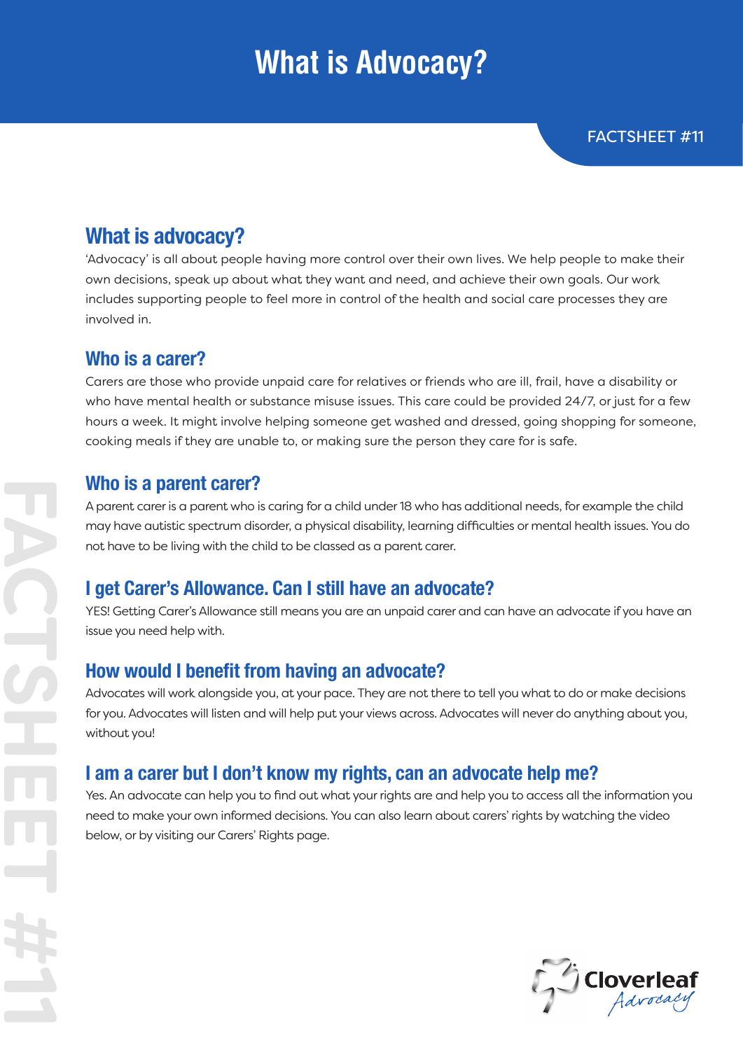# What is Advocacy?

FACTSHEET #11

## What is advocacy?

'Advocacy' is all about people having more control over their own lives. We help people to make their own decisions, speak up about what they want and need, and achieve their own goals. Our work includes supporting people to feel more in control of the health and social care processes they are involved in.

## Who is a carer?

Carers are those who provide unpaid care for relatives or friends who are ill, frail, have a disability or who have mental health or substance misuse issues. This care could be provided 24/7, or just for a few hours a week. It might involve helping someone get washed and dressed, going shopping for someone, cooking meals if they are unable to, or making sure the person they care for is safe.

## Who is a parent carer?

A parent carer is a parent who is caring for a child under 18 who has additional needs, for example the child may have autistic spectrum disorder, a physical disability, learning difficulties or mental health issues. You do not have to be living with the child to be classed as a parent carer.

## I get Carer's Allowance. Can I still have an advocate?

YES! Getting Carer's Allowance still means you are an unpaid carer and can have an advocate if you have an issue you need help with.

## How would I benefit from having an advocate?

Advocates will work alongside you, at your pace. They are not there to tell you what to do or make decisions for you. Advocates will listen and will help put your views across. Advocates will never do anything about you, without you!

## I am a carer but I don't know my rights, can an advocate help me?

Yes. An advocate can help you to find out what your rights are and help you to access all the information you need to make your own informed decisions. You can also learn about carers' rights by watching the video below, or by visiting our Carers' Rights page.

Cloverleaf Advocacy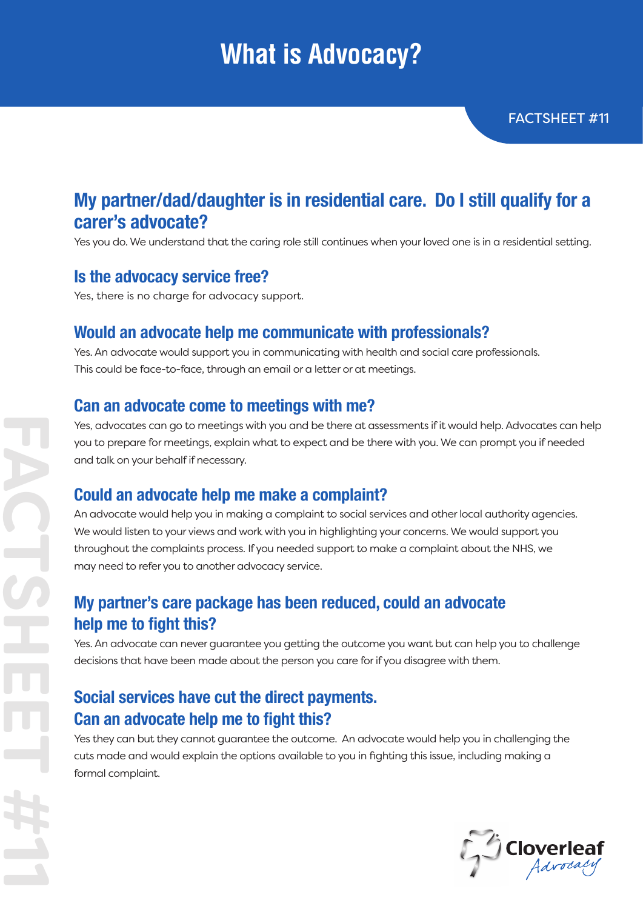# What is Advocacy?

FACTSHEET #11

## My partner/dad/daughter is in residential care. Do I still qualify for a carer's advocate?

Yes you do. We understand that the caring role still continues when your loved one is in a residential setting.

## Is the advocacy service free?

Yes, there is no charge for advocacy support.

## Would an advocate help me communicate with professionals?

Yes. An advocate would support you in communicating with health and social care professionals. This could be face-to-face, through an email or a letter or at meetings.

## Can an advocate come to meetings with me?

Yes, advocates can go to meetings with you and be there at assessments if it would help. Advocates can help you to prepare for meetings, explain what to expect and be there with you. We can prompt you if needed and talk on your behalf if necessary.

## Could an advocate help me make a complaint?

An advocate would help you in making a complaint to social services and other local authority agencies. We would listen to your views and work with you in highlighting your concerns. We would support you throughout the complaints process. If you needed support to make a complaint about the NHS, we may need to refer you to another advocacy service.

## My partner's care package has been reduced, could an advocate help me to fight this?

Yes. An advocate can never guarantee you getting the outcome you want but can help you to challenge decisions that have been made about the person you care for if you disagree with them.

## Social services have cut the direct payments. Can an advocate help me to fight this?

Yes they can but they cannot guarantee the outcome. An advocate would help you in challenging the cuts made and would explain the options available to you in fighting this issue, including making a formal complaint.

Cloverleaf Advocacy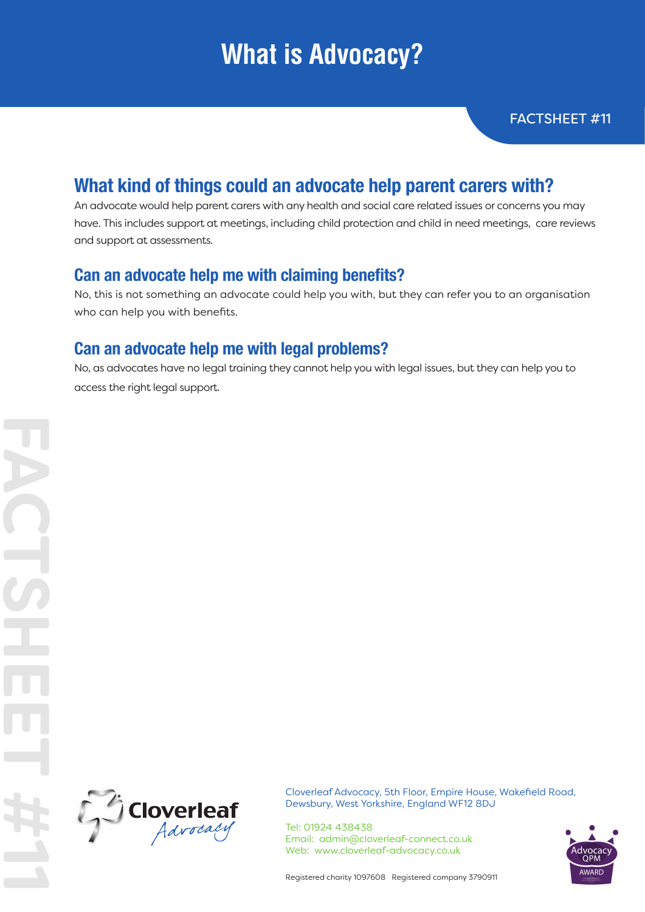# What is Advocacy?

FACTSHEET #11

## What kind of things could an advocate help parent carers with?

An advocate would help parent carers with any health and social care related issues or concerns you may have. This includes support at meetings, including child protection and child in need meetings, care reviews and support at assessments.

## Can an advocate help me with claiming benefits?

No, this is not something an advocate could help you with, but they can refer you to an organisation who can help you with benefits.

## Can an advocate help me with legal problems?

No, as advocates have no legal training they cannot help you with legal issues, but they can help you to access the right legal support.

Cloverleaf Advocacy

Cloverleaf Advocacy, 5th Floor, Empire House, Wakefield Road, Dewsbury, West Yorkshire, England WF12 8DJ

Tel: 01924 438438
Email: admin@cloverleaf-connect.co.uk
Web: www.cloverleaf-advocacy.co.uk

Registered charity 1097608 Registered company 3790911

Advocacy QPM AWARD